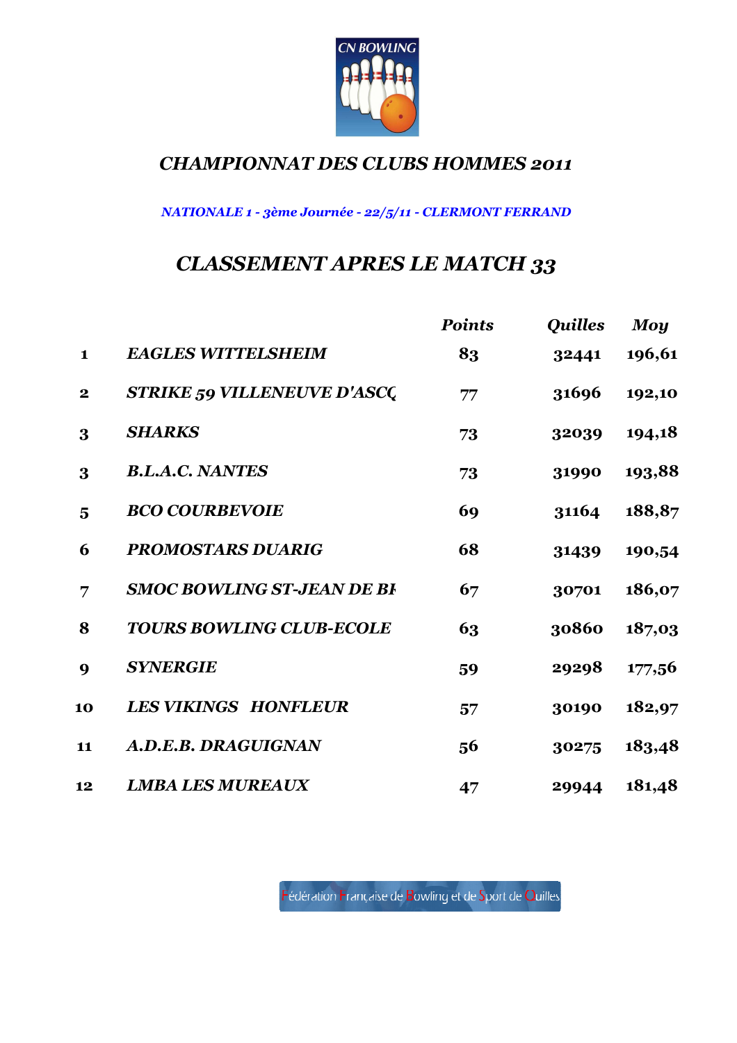# *CHAMPIONNAT DES CLUBS HOMMES 2011*

*NATIONALE 1 - 3ème Journée - 22/5/11 - CLERMONT FERRAND*

## *CLASSEMENT APRES LE MATCH 33*

| | | *Points* | *Quilles* | *Moy* |
|---|---|---|---|---|
| 1 | *EAGLES WITTELSHEIM* | 83 | 32441 | 196,61 |
| 2 | *STRIKE 59 VILLENEUVE D'ASCQ* | 77 | 31696 | 192,10 |
| 3 | *SHARKS* | 73 | 32039 | 194,18 |
| 3 | *B.L.A.C. NANTES* | 73 | 31990 | 193,88 |
| 5 | *BCO COURBEVOIE* | 69 | 31164 | 188,87 |
| 6 | *PROMOSTARS DUARIG* | 68 | 31439 | 190,54 |
| 7 | *SMOC BOWLING ST-JEAN DE BI* | 67 | 30701 | 186,07 |
| 8 | *TOURS BOWLING CLUB-ECOLE* | 63 | 30860 | 187,03 |
| 9 | *SYNERGIE* | 59 | 29298 | 177,56 |
| 10 | *LES VIKINGS HONFLEUR* | 57 | 30190 | 182,97 |
| 11 | *A.D.E.B. DRAGUIGNAN* | 56 | 30275 | 183,48 |
| 12 | *LMBA LES MUREAUX* | 47 | 29944 | 181,48 |

Fédération Française de Bowling et de Sport de Quilles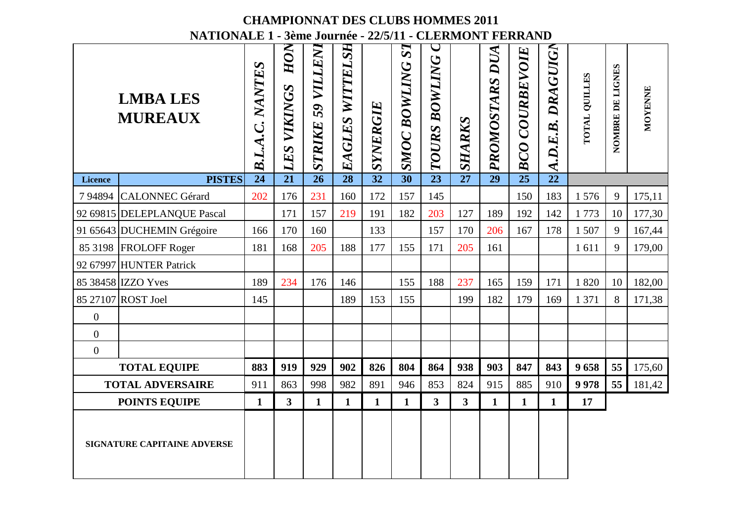# CHAMPIONNAT DES CLUBS HOMMES 2011

## NATIONALE 1 - 3ème Journée - 22/5/11 - CLERMONT FERRAND

| | LMBA LES MUREAUX | B.L.A.C. NANTES | LES VIKINGS HON | STRIKE 59 VILLENI | EAGLES WITTELSH | SYNERGIE | SMOC BOWLING ST | TOURS BOWLING C | SHARKS | PROMOSTARS DUA | BCO COURBEVOIE | A.D.E.B. DRAGUIGN | TOTAL QUILLES | NOMBRE DE LIGNES | MOYENNE |
|---|---|---|---|---|---|---|---|---|---|---|---|---|---|---|---|
| **Licence** | **PISTES** | **24** | **21** | **26** | **28** | **32** | **30** | **23** | **27** | **29** | **25** | **22** | | | |
| 7 94894 | CALONNEC Gérard | 202 | 176 | 231 | 160 | 172 | 157 | 145 | | | 150 | 183 | 1 576 | 9 | 175,11 |
| 92 69815 | DELEPLANQUE Pascal | | 171 | 157 | 219 | 191 | 182 | 203 | 127 | 189 | 192 | 142 | 1 773 | 10 | 177,30 |
| 91 65643 | DUCHEMIN Grégoire | 166 | 170 | 160 | | 133 | | 157 | 170 | 206 | 167 | 178 | 1 507 | 9 | 167,44 |
| 85 3198 | FROLOFF Roger | 181 | 168 | 205 | 188 | 177 | 155 | 171 | 205 | 161 | | | 1 611 | 9 | 179,00 |
| 92 67997 | HUNTER Patrick | | | | | | | | | | | | | | |
| 85 38458 | IZZO Yves | 189 | 234 | 176 | 146 | | 155 | 188 | 237 | 165 | 159 | 171 | 1 820 | 10 | 182,00 |
| 85 27107 | ROST Joel | 145 | | | 189 | 153 | 155 | | 199 | 182 | 179 | 169 | 1 371 | 8 | 171,38 |
| 0 | | | | | | | | | | | | | | | |
| 0 | | | | | | | | | | | | | | | |
| 0 | | | | | | | | | | | | | | | |
| **TOTAL EQUIPE** | | **883** | **919** | **929** | **902** | **826** | **804** | **864** | **938** | **903** | **847** | **843** | **9 658** | **55** | 175,60 |
| **TOTAL ADVERSAIRE** | | 911 | 863 | 998 | 982 | 891 | 946 | 853 | 824 | 915 | 885 | 910 | **9 978** | **55** | 181,42 |
| **POINTS EQUIPE** | | **1** | **3** | **1** | **1** | **1** | **1** | **3** | **3** | **1** | **1** | **1** | **17** | | |
| **SIGNATURE CAPITAINE ADVERSE** | | | | | | | | | | | | | | | |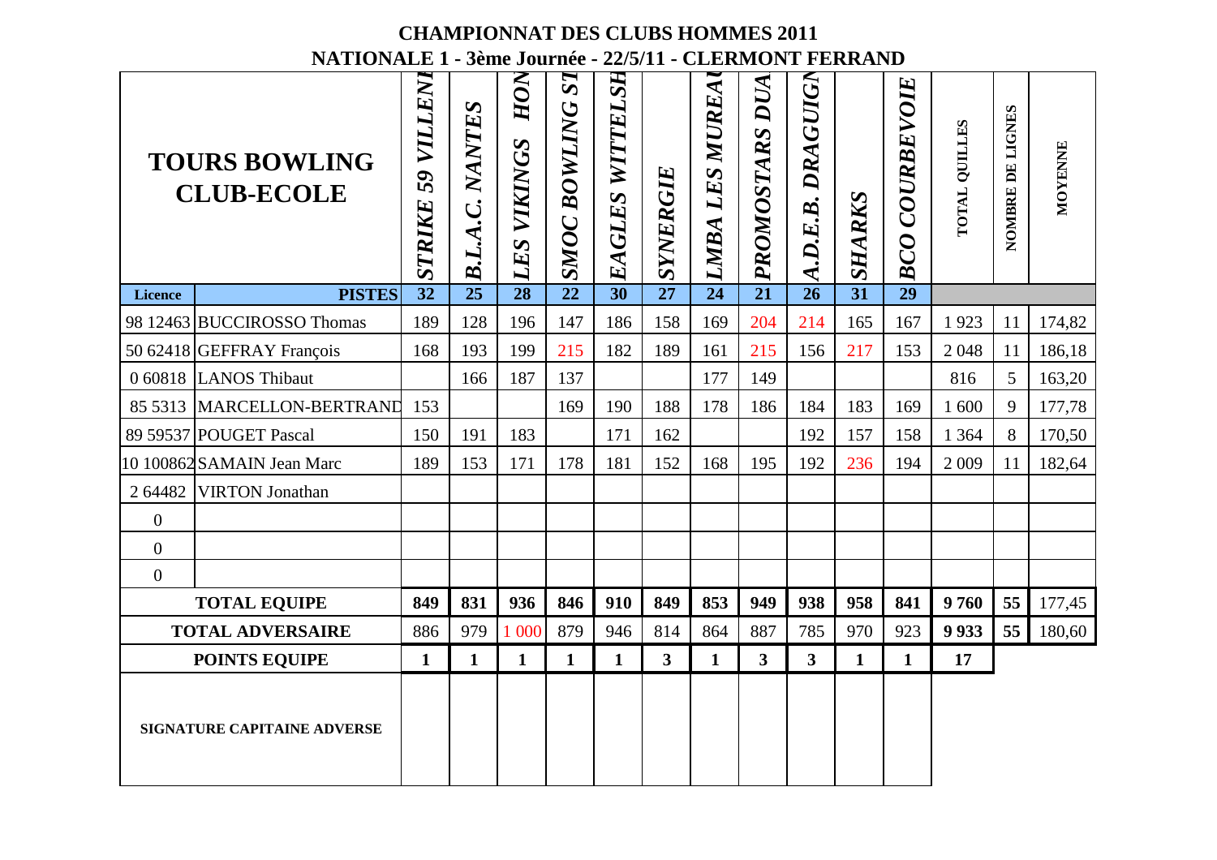# CHAMPIONNAT DES CLUBS HOMMES 2011

## NATIONALE 1 - 3ème Journée - 22/5/11 - CLERMONT FERRAND

| TOURS BOWLING CLUB-ECOLE | | STRIKE 59 VILLENE | B.L.A.C. NANTES | LES VIKINGS HON | SMOC BOWLING ST | EAGLES WITTELSH | SYNERGIE | LMBA LES MUREAU | PROMOSTARS DUA | A.D.E.B. DRAGUIGN | SHARKS | BCO COURBEVOIE | TOTAL QUILLES | NOMBRE DE LIGNES | MOYENNE |
|---|---|---|---|---|---|---|---|---|---|---|---|---|---|---|---|
| Licence | PISTES | 32 | 25 | 28 | 22 | 30 | 27 | 24 | 21 | 26 | 31 | 29 | | | |
| 98 12463 | BUCCIROSSO Thomas | 189 | 128 | 196 | 147 | 186 | 158 | 169 | 204 | 214 | 165 | 167 | 1 923 | 11 | 174,82 |
| 50 62418 | GEFFRAY François | 168 | 193 | 199 | 215 | 182 | 189 | 161 | 215 | 156 | 217 | 153 | 2 048 | 11 | 186,18 |
| 0 60818 | LANOS Thibaut | | 166 | 187 | 137 | | | 177 | 149 | | | | 816 | 5 | 163,20 |
| 85 5313 | MARCELLON-BERTRAND | 153 | | | 169 | 190 | 188 | 178 | 186 | 184 | 183 | 169 | 1 600 | 9 | 177,78 |
| 89 59537 | POUGET Pascal | 150 | 191 | 183 | | 171 | 162 | | | 192 | 157 | 158 | 1 364 | 8 | 170,50 |
| 10 100862 | SAMAIN Jean Marc | 189 | 153 | 171 | 178 | 181 | 152 | 168 | 195 | 192 | 236 | 194 | 2 009 | 11 | 182,64 |
| 2 64482 | VIRTON Jonathan | | | | | | | | | | | | | | |
| 0 | | | | | | | | | | | | | | | |
| 0 | | | | | | | | | | | | | | | |
| 0 | | | | | | | | | | | | | | | |
| **TOTAL EQUIPE** | | **849** | **831** | **936** | **846** | **910** | **849** | **853** | **949** | **938** | **958** | **841** | **9 760** | **55** | 177,45 |
| **TOTAL ADVERSAIRE** | | 886 | 979 | 1 000 | 879 | 946 | 814 | 864 | 887 | 785 | 970 | 923 | **9 933** | **55** | 180,60 |
| **POINTS EQUIPE** | | **1** | **1** | **1** | **1** | **1** | **3** | **1** | **3** | **3** | **1** | **1** | **17** | | |
| **SIGNATURE CAPITAINE ADVERSE** | | | | | | | | | | | | | | | |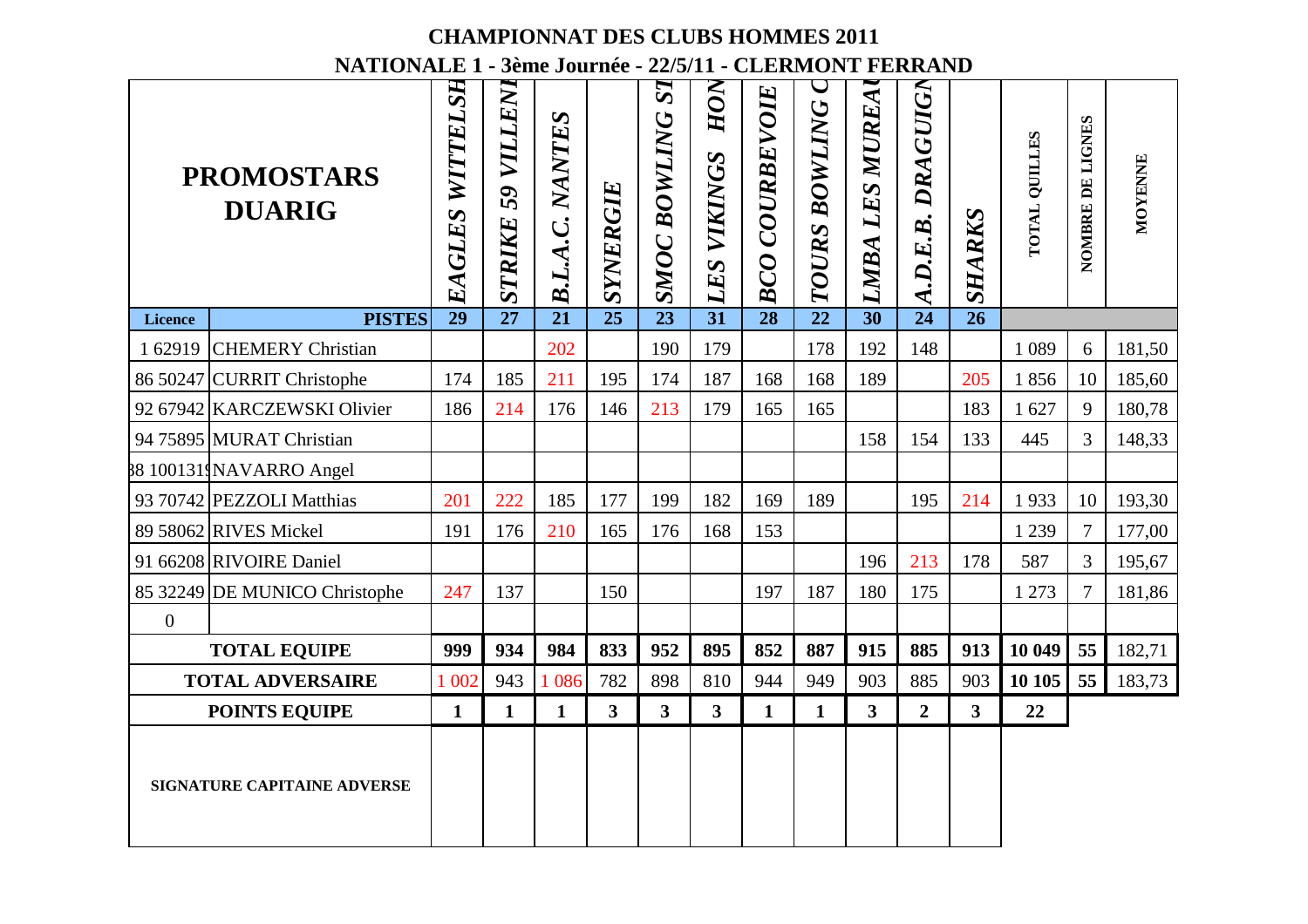# CHAMPIONNAT DES CLUBS HOMMES 2011

## NATIONALE 1 - 3ème Journée - 22/5/11 - CLERMONT FERRAND

| PROMOSTARS DUARIG | | EAGLES WITTELSH | STRIKE 59 VILLENI | B.L.A.C. NANTES | SYNERGIE | SMOC BOWLING ST | LES VIKINGS HON | BCO COURBEVOIE | TOURS BOWLING C | LMBA LES MUREAU | A.D.E.B. DRAGUIGN | SHARKS | TOTAL QUILLES | NOMBRE DE LIGNES | MOYENNE |
|---|---|---|---|---|---|---|---|---|---|---|---|---|---|---|---|
| **Licence** | **PISTES** | **29** | **27** | **21** | **25** | **23** | **31** | **28** | **22** | **30** | **24** | **26** | | | |
| 1 62919 | CHEMERY Christian | | | 202 | | 190 | 179 | | 178 | 192 | 148 | | 1 089 | 6 | 181,50 |
| 86 50247 | CURRIT Christophe | 174 | 185 | 211 | 195 | 174 | 187 | 168 | 168 | 189 | | 205 | 1 856 | 10 | 185,60 |
| 92 67942 | KARCZEWSKI Olivier | 186 | 214 | 176 | 146 | 213 | 179 | 165 | 165 | | | 183 | 1 627 | 9 | 180,78 |
| 94 75895 | MURAT Christian | | | | | | | | | 158 | 154 | 133 | 445 | 3 | 148,33 |
| 88 100131 | NAVARRO Angel | | | | | | | | | | | | | | |
| 93 70742 | PEZZOLI Matthias | 201 | 222 | 185 | 177 | 199 | 182 | 169 | 189 | | 195 | 214 | 1 933 | 10 | 193,30 |
| 89 58062 | RIVES Mickel | 191 | 176 | 210 | 165 | 176 | 168 | 153 | | | | | 1 239 | 7 | 177,00 |
| 91 66208 | RIVOIRE Daniel | | | | | | | | | 196 | 213 | 178 | 587 | 3 | 195,67 |
| 85 32249 | DE MUNICO Christophe | 247 | 137 | | 150 | | | 197 | 187 | 180 | 175 | | 1 273 | 7 | 181,86 |
| 0 | | | | | | | | | | | | | | | |
| **TOTAL EQUIPE** | | **999** | **934** | **984** | **833** | **952** | **895** | **852** | **887** | **915** | **885** | **913** | **10 049** | **55** | 182,71 |
| **TOTAL ADVERSAIRE** | | 1 002 | 943 | 1 086 | 782 | 898 | 810 | 944 | 949 | 903 | 885 | 903 | **10 105** | **55** | 183,73 |
| **POINTS EQUIPE** | | **1** | **1** | **1** | **3** | **3** | **3** | **1** | **1** | **3** | **2** | **3** | **22** | | |
| **SIGNATURE CAPITAINE ADVERSE** | | | | | | | | | | | | | | | |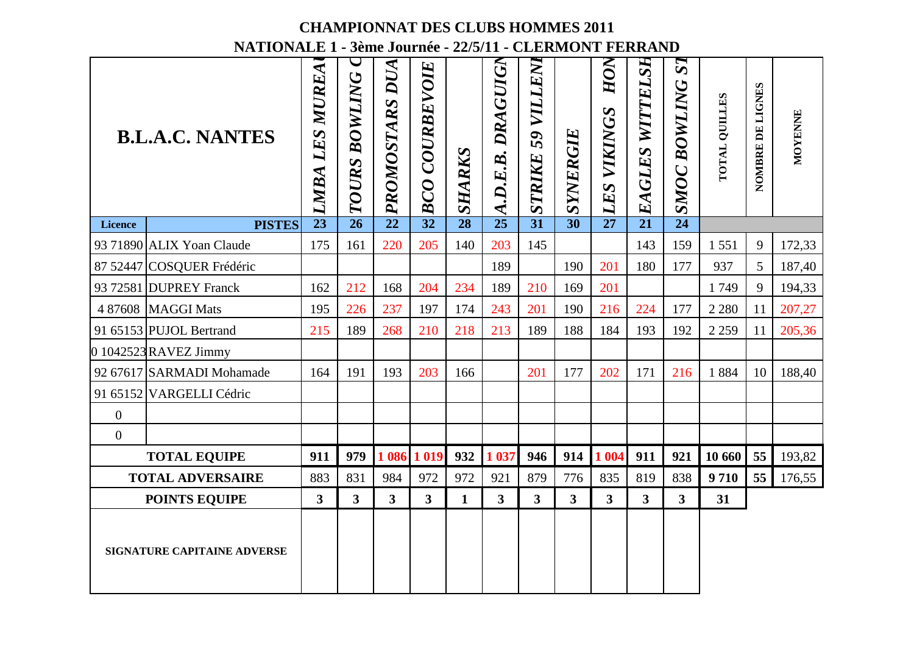# CHAMPIONNAT DES CLUBS HOMMES 2011

## NATIONALE 1 - 3ème Journée - 22/5/11 - CLERMONT FERRAND

| B.L.A.C. NANTES | | LMBA LES MUREA | TOURS BOWLING C | PROMOSTARS DUA | BCO COURBEVOIE | SHARKS | A.D.E.B. DRAGUIGN | STRIKE 59 VILLENE | SYNERGIE | LES VIKINGS HON | EAGLES WITTELSH | SMOC BOWLING ST | TOTAL QUILLES | NOMBRE DE LIGNES | MOYENNE |
|---|---|---|---|---|---|---|---|---|---|---|---|---|---|---|---|
| Licence | PISTES | 23 | 26 | 22 | 32 | 28 | 25 | 31 | 30 | 27 | 21 | 24 | | | |
| 93 71890 | ALIX Yoan Claude | 175 | 161 | 220 | 205 | 140 | 203 | 145 | | | 143 | 159 | 1 551 | 9 | 172,33 |
| 87 52447 | COSQUER Frédéric | | | | | | 189 | | 190 | 201 | 180 | 177 | 937 | 5 | 187,40 |
| 93 72581 | DUPREY Franck | 162 | 212 | 168 | 204 | 234 | 189 | 210 | 169 | 201 | | | 1 749 | 9 | 194,33 |
| 4 87608 | MAGGI Mats | 195 | 226 | 237 | 197 | 174 | 243 | 201 | 190 | 216 | 224 | 177 | 2 280 | 11 | 207,27 |
| 91 65153 | PUJOL Bertrand | 215 | 189 | 268 | 210 | 218 | 213 | 189 | 188 | 184 | 193 | 192 | 2 259 | 11 | 205,36 |
| 0 1042523 | RAVEZ Jimmy | | | | | | | | | | | | | | |
| 92 67617 | SARMADI Mohamade | 164 | 191 | 193 | 203 | 166 | | 201 | 177 | 202 | 171 | 216 | 1 884 | 10 | 188,40 |
| 91 65152 | VARGELLI Cédric | | | | | | | | | | | | | | |
| 0 | | | | | | | | | | | | | | | |
| 0 | | | | | | | | | | | | | | | |
| **TOTAL EQUIPE** | | **911** | **979** | **1 086** | **1 019** | **932** | **1 037** | **946** | **914** | **1 004** | **911** | **921** | **10 660** | **55** | 193,82 |
| **TOTAL ADVERSAIRE** | | 883 | 831 | 984 | 972 | 972 | 921 | 879 | 776 | 835 | 819 | 838 | **9 710** | **55** | 176,55 |
| **POINTS EQUIPE** | | **3** | **3** | **3** | **3** | **1** | **3** | **3** | **3** | **3** | **3** | **3** | **31** | | |
| **SIGNATURE CAPITAINE ADVERSE** | | | | | | | | | | | | | | | |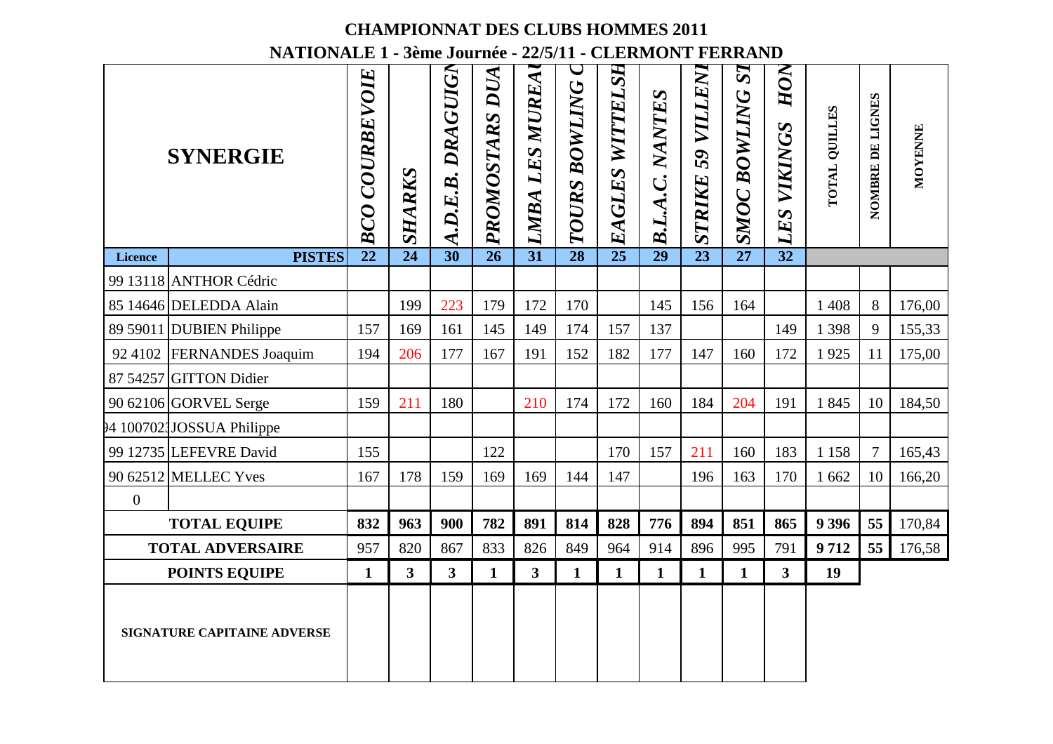# CHAMPIONNAT DES CLUBS HOMMES 2011

## NATIONALE 1 - 3ème Journée - 22/5/11 - CLERMONT FERRAND

| SYNERGIE | | BCO COURBEVOIE | SHARKS | A.D.E.B. DRAGUIGN | PROMOSTARS DUA | LMBA LES MUREAU | TOURS BOWLING C | EAGLES WITTELSH | B.L.A.C. NANTES | STRIKE 59 VILLENE | SMOC BOWLING ST | LES VIKINGS HON | TOTAL QUILLES | NOMBRE DE LIGNES | MOYENNE |
|---|---|---|---|---|---|---|---|---|---|---|---|---|---|---|---|
| Licence | PISTES | 22 | 24 | 30 | 26 | 31 | 28 | 25 | 29 | 23 | 27 | 32 | | | |
| 99 13118 | ANTHOR Cédric | | | | | | | | | | | | | | |
| 85 14646 | DELEDDA Alain | | 199 | 223 | 179 | 172 | 170 | | 145 | 156 | 164 | | 1 408 | 8 | 176,00 |
| 89 59011 | DUBIEN Philippe | 157 | 169 | 161 | 145 | 149 | 174 | 157 | 137 | | | 149 | 1 398 | 9 | 155,33 |
| 92 4102 | FERNANDES Joaquim | 194 | 206 | 177 | 167 | 191 | 152 | 182 | 177 | 147 | 160 | 172 | 1 925 | 11 | 175,00 |
| 87 54257 | GITTON Didier | | | | | | | | | | | | | | |
| 90 62106 | GORVEL Serge | 159 | 211 | 180 | | 210 | 174 | 172 | 160 | 184 | 204 | 191 | 1 845 | 10 | 184,50 |
| 94 100702 | JOSSUA Philippe | | | | | | | | | | | | | | |
| 99 12735 | LEFEVRE David | 155 | | | 122 | | | 170 | 157 | 211 | 160 | 183 | 1 158 | 7 | 165,43 |
| 90 62512 | MELLEC Yves | 167 | 178 | 159 | 169 | 169 | 144 | 147 | | 196 | 163 | 170 | 1 662 | 10 | 166,20 |
| 0 | | | | | | | | | | | | | | | |
| **TOTAL EQUIPE** | | **832** | **963** | **900** | **782** | **891** | **814** | **828** | **776** | **894** | **851** | **865** | **9 396** | **55** | 170,84 |
| **TOTAL ADVERSAIRE** | | 957 | 820 | 867 | 833 | 826 | 849 | 964 | 914 | 896 | 995 | 791 | **9 712** | **55** | 176,58 |
| **POINTS EQUIPE** | | **1** | **3** | **3** | **1** | **3** | **1** | **1** | **1** | **1** | **1** | **3** | **19** | | |
| **SIGNATURE CAPITAINE ADVERSE** | | | | | | | | | | | | | | | |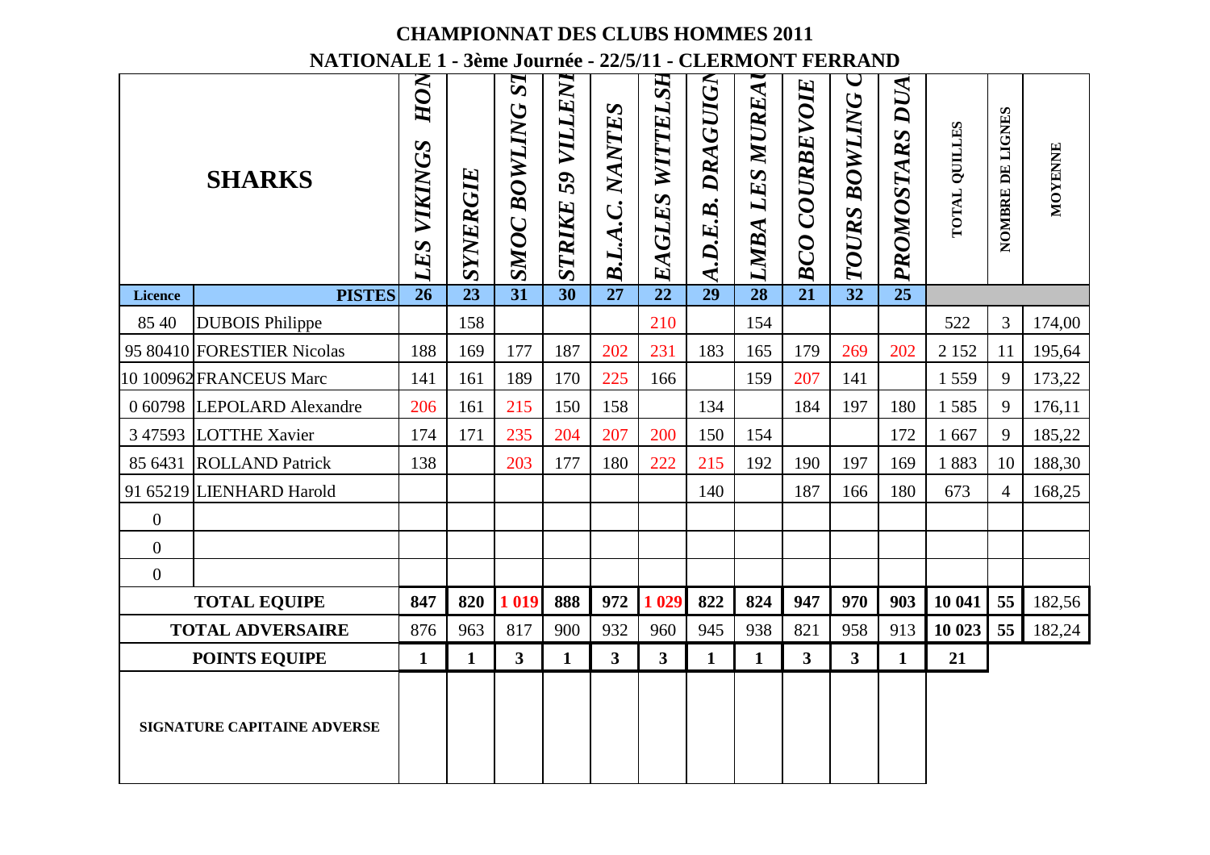# CHAMPIONNAT DES CLUBS HOMMES 2011

## NATIONALE 1 - 3ème Journée - 22/5/11 - CLERMONT FERRAND

| SHARKS | | LES VIKINGS HON | SYNERGIE | SMOC BOWLING ST | STRIKE 59 VILLENI | B.L.A.C. NANTES | EAGLES WITTELSH | A.D.E.B. DRAGUIGN | LMBA LES MUREAU | BCO COURBEVOIE | TOURS BOWLING C | PROMOSTARS DUA | TOTAL QUILLES | NOMBRE DE LIGNES | MOYENNE |
|---|---|---|---|---|---|---|---|---|---|---|---|---|---|---|---|
| Licence | PISTES | 26 | 23 | 31 | 30 | 27 | 22 | 29 | 28 | 21 | 32 | 25 | | | |
| 85 40 | DUBOIS Philippe | | 158 | | | | 210 | | 154 | | | | 522 | 3 | 174,00 |
| 95 80410 | FORESTIER Nicolas | 188 | 169 | 177 | 187 | 202 | 231 | 183 | 165 | 179 | 269 | 202 | 2 152 | 11 | 195,64 |
| 10 100962 | FRANCEUS Marc | 141 | 161 | 189 | 170 | 225 | 166 | | 159 | 207 | 141 | | 1 559 | 9 | 173,22 |
| 0 60798 | LEPOLARD Alexandre | 206 | 161 | 215 | 150 | 158 | | 134 | | 184 | 197 | 180 | 1 585 | 9 | 176,11 |
| 3 47593 | LOTTHE Xavier | 174 | 171 | 235 | 204 | 207 | 200 | 150 | 154 | | | 172 | 1 667 | 9 | 185,22 |
| 85 6431 | ROLLAND Patrick | 138 | | 203 | 177 | 180 | 222 | 215 | 192 | 190 | 197 | 169 | 1 883 | 10 | 188,30 |
| 91 65219 | LIENHARD Harold | | | | | | | 140 | | 187 | 166 | 180 | 673 | 4 | 168,25 |
| 0 | | | | | | | | | | | | | | | |
| 0 | | | | | | | | | | | | | | | |
| 0 | | | | | | | | | | | | | | | |
| **TOTAL EQUIPE** | | **847** | **820** | **1 019** | **888** | **972** | **1 029** | **822** | **824** | **947** | **970** | **903** | **10 041** | **55** | 182,56 |
| **TOTAL ADVERSAIRE** | | 876 | 963 | 817 | 900 | 932 | 960 | 945 | 938 | 821 | 958 | 913 | **10 023** | **55** | 182,24 |
| **POINTS EQUIPE** | | **1** | **1** | **3** | **1** | **3** | **3** | **1** | **1** | **3** | **3** | **1** | **21** | | |
| **SIGNATURE CAPITAINE ADVERSE** | | | | | | | | | | | | | | | |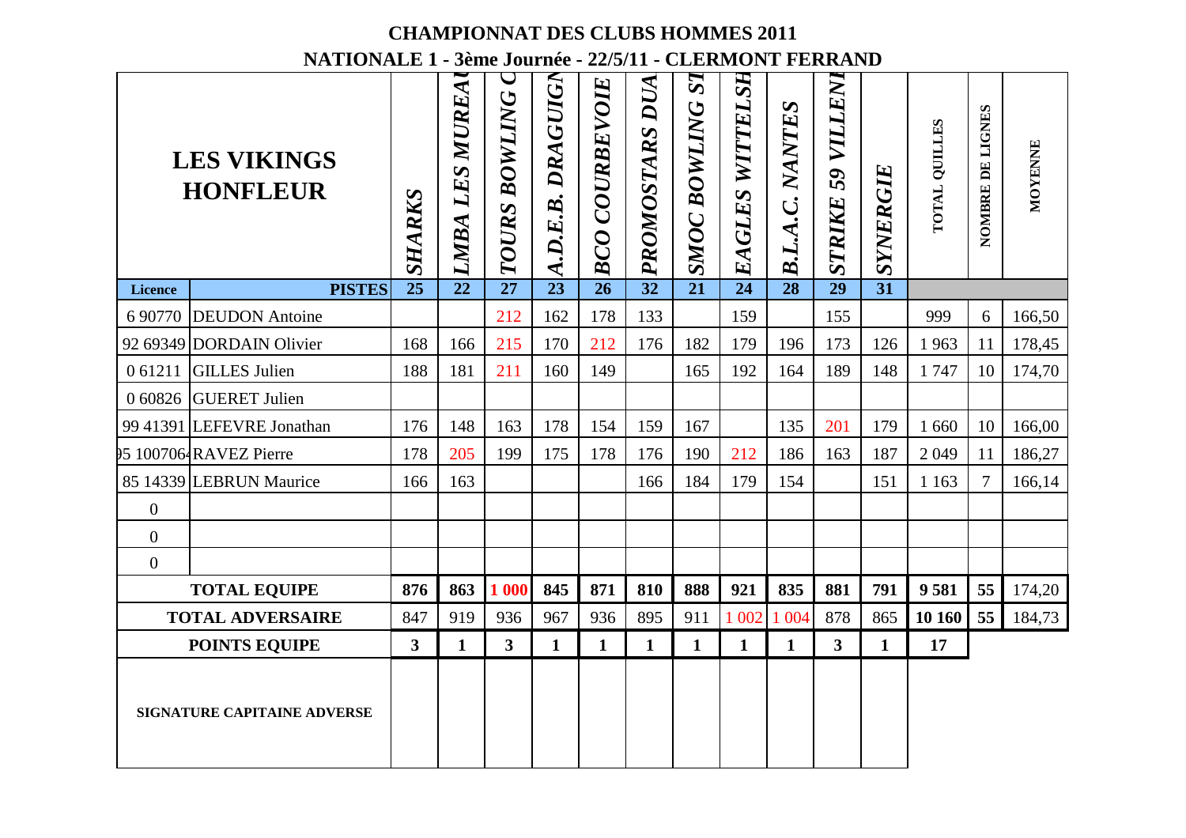# CHAMPIONNAT DES CLUBS HOMMES 2011

## NATIONALE 1 - 3ème Journée - 22/5/11 - CLERMONT FERRAND

| LES VIKINGS HONFLEUR | | SHARKS | LMBA LES MUREAU | TOURS BOWLING C | A.D.E.B. DRAGUIGN | BCO COURBEVOIE | PROMOSTARS DUA | SMOC BOWLING ST | EAGLES WITTELSH | B.L.A.C. NANTES | STRIKE 59 VILLENI | SYNERGIE | TOTAL QUILLES | NOMBRE DE LIGNES | MOYENNE |
|---|---|---|---|---|---|---|---|---|---|---|---|---|---|---|---|
| Licence | PISTES | 25 | 22 | 27 | 23 | 26 | 32 | 21 | 24 | 28 | 29 | 31 | | | |
| 6 90770 | DEUDON Antoine | | | 212 | 162 | 178 | 133 | | 159 | | 155 | | 999 | 6 | 166,50 |
| 92 69349 | DORDAIN Olivier | 168 | 166 | 215 | 170 | 212 | 176 | 182 | 179 | 196 | 173 | 126 | 1 963 | 11 | 178,45 |
| 0 61211 | GILLES Julien | 188 | 181 | 211 | 160 | 149 | | 165 | 192 | 164 | 189 | 148 | 1 747 | 10 | 174,70 |
| 0 60826 | GUERET Julien | | | | | | | | | | | | | | |
| 99 41391 | LEFEVRE Jonathan | 176 | 148 | 163 | 178 | 154 | 159 | 167 | | 135 | 201 | 179 | 1 660 | 10 | 166,00 |
| 95 100706 | RAVEZ Pierre | 178 | 205 | 199 | 175 | 178 | 176 | 190 | 212 | 186 | 163 | 187 | 2 049 | 11 | 186,27 |
| 85 14339 | LEBRUN Maurice | 166 | 163 | | | | 166 | 184 | 179 | 154 | | 151 | 1 163 | 7 | 166,14 |
| 0 | | | | | | | | | | | | | | | |
| 0 | | | | | | | | | | | | | | | |
| 0 | | | | | | | | | | | | | | | |
| **TOTAL EQUIPE** | | **876** | **863** | **1 000** | **845** | **871** | **810** | **888** | **921** | **835** | **881** | **791** | **9 581** | **55** | 174,20 |
| **TOTAL ADVERSAIRE** | | 847 | 919 | 936 | 967 | 936 | 895 | 911 | 1 002 | 1 004 | 878 | 865 | **10 160** | **55** | 184,73 |
| **POINTS EQUIPE** | | **3** | **1** | **3** | **1** | **1** | **1** | **1** | **1** | **1** | **3** | **1** | **17** | | |
| **SIGNATURE CAPITAINE ADVERSE** | | | | | | | | | | | | | | | |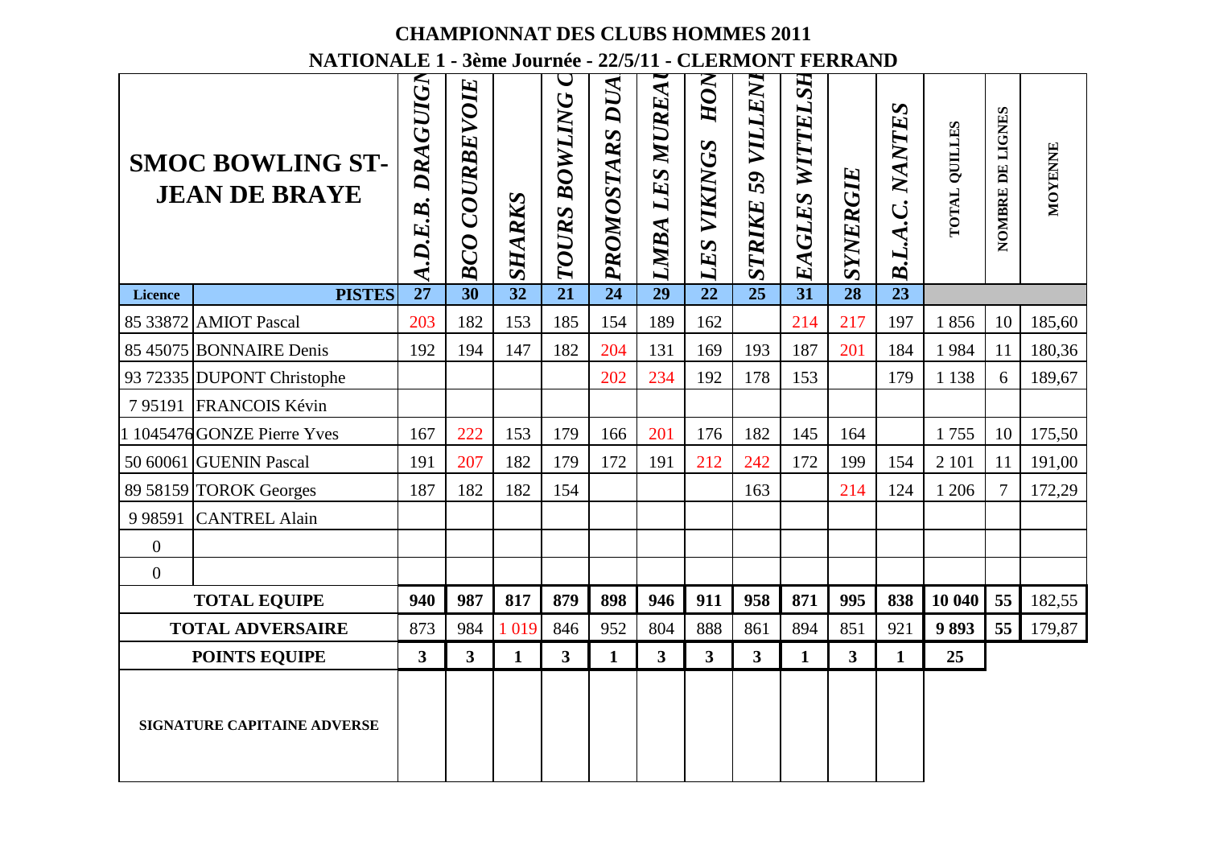# CHAMPIONNAT DES CLUBS HOMMES 2011

## NATIONALE 1 - 3ème Journée - 22/5/11 - CLERMONT FERRAND

| SMOC BOWLING ST-JEAN DE BRAYE | | A.D.E.B. DRAGUIGN | BCO COURBEVOIE | SHARKS | TOURS BOWLING C | PROMOSTARS DUA | LMBA LES MUREAU | LES VIKINGS HON | STRIKE 59 VILLENI | EAGLES WITTELSH | SYNERGIE | B.L.A.C. NANTES | TOTAL QUILLES | NOMBRE DE LIGNES | MOYENNE |
|---|---|---|---|---|---|---|---|---|---|---|---|---|---|---|---|
| Licence | PISTES | 27 | 30 | 32 | 21 | 24 | 29 | 22 | 25 | 31 | 28 | 23 | | | |
| 85 33872 | AMIOT Pascal | 203 | 182 | 153 | 185 | 154 | 189 | 162 | | 214 | 217 | 197 | 1 856 | 10 | 185,60 |
| 85 45075 | BONNAIRE Denis | 192 | 194 | 147 | 182 | 204 | 131 | 169 | 193 | 187 | 201 | 184 | 1 984 | 11 | 180,36 |
| 93 72335 | DUPONT Christophe | | | | | 202 | 234 | 192 | 178 | 153 | | 179 | 1 138 | 6 | 189,67 |
| 7 95191 | FRANCOIS Kévin | | | | | | | | | | | | | | |
| 1 1045476 | GONZE Pierre Yves | 167 | 222 | 153 | 179 | 166 | 201 | 176 | 182 | 145 | 164 | | 1 755 | 10 | 175,50 |
| 50 60061 | GUENIN Pascal | 191 | 207 | 182 | 179 | 172 | 191 | 212 | 242 | 172 | 199 | 154 | 2 101 | 11 | 191,00 |
| 89 58159 | TOROK Georges | 187 | 182 | 182 | 154 | | | | 163 | | 214 | 124 | 1 206 | 7 | 172,29 |
| 9 98591 | CANTREL Alain | | | | | | | | | | | | | | |
| 0 | | | | | | | | | | | | | | | |
| 0 | | | | | | | | | | | | | | | |
| **TOTAL EQUIPE** | | **940** | **987** | **817** | **879** | **898** | **946** | **911** | **958** | **871** | **995** | **838** | **10 040** | **55** | 182,55 |
| **TOTAL ADVERSAIRE** | | 873 | 984 | 1 019 | 846 | 952 | 804 | 888 | 861 | 894 | 851 | 921 | **9 893** | **55** | 179,87 |
| **POINTS EQUIPE** | | **3** | **3** | **1** | **3** | **1** | **3** | **3** | **3** | **1** | **3** | **1** | **25** | | |
| **SIGNATURE CAPITAINE ADVERSE** | | | | | | | | | | | | | | | |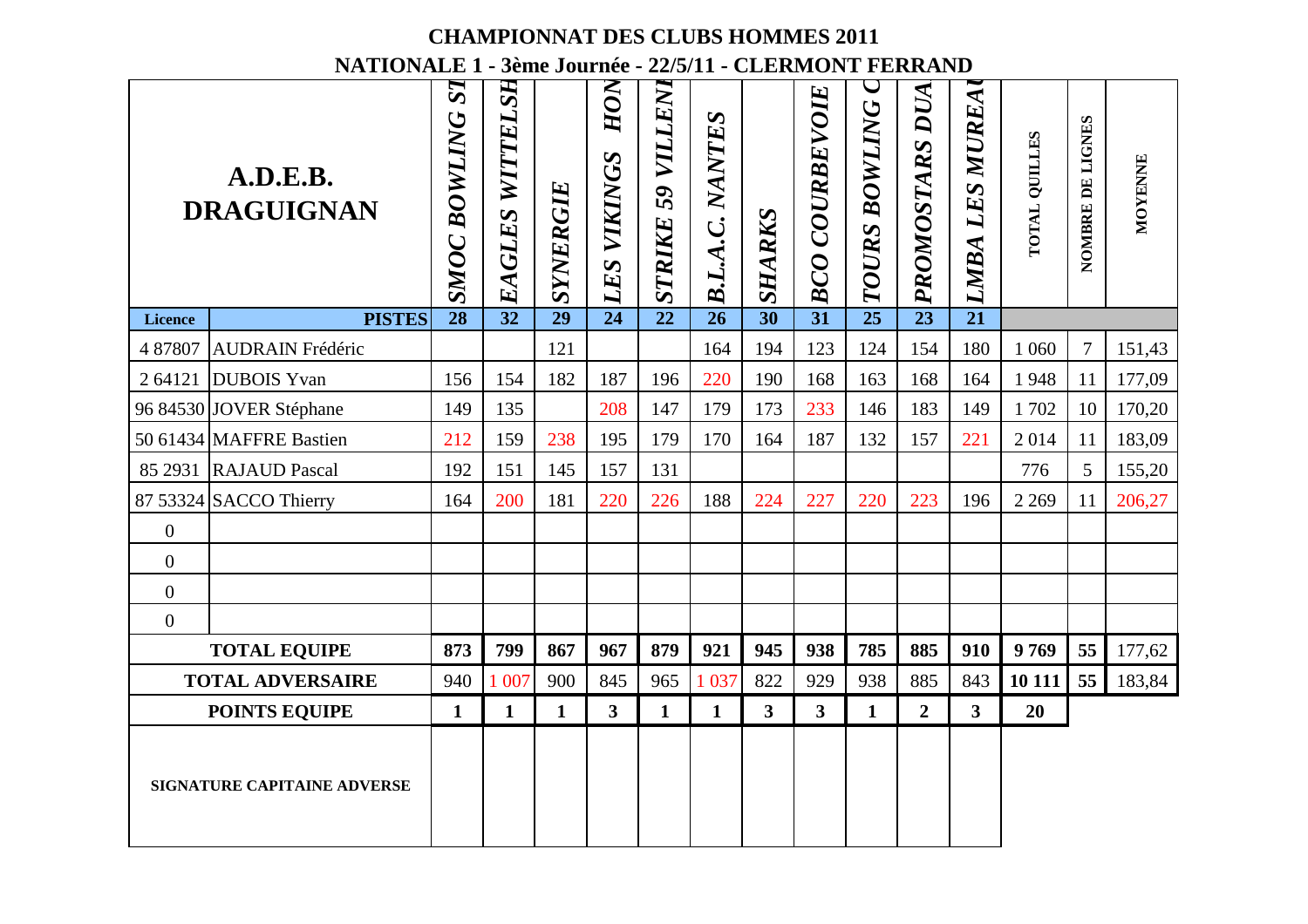# CHAMPIONNAT DES CLUBS HOMMES 2011

## NATIONALE 1 - 3ème Journée - 22/5/11 - CLERMONT FERRAND

| A.D.E.B. DRAGUIGNAN | | SMOC BOWLING ST | EAGLES WITTELSH | SYNERGIE | LES VIKINGS HON | STRIKE 59 VILLENI | B.L.A.C. NANTES | SHARKS | BCO COURBEVOIE | TOURS BOWLING C | PROMOSTARS DUA | LMBA LES MUREA | TOTAL QUILLES | NOMBRE DE LIGNES | MOYENNE |
|---|---|---|---|---|---|---|---|---|---|---|---|---|---|---|---|
| **Licence** | **PISTES** | **28** | **32** | **29** | **24** | **22** | **26** | **30** | **31** | **25** | **23** | **21** | | | |
| 4 87807 | AUDRAIN Frédéric | | | 121 | | | 164 | 194 | 123 | 124 | 154 | 180 | 1 060 | 7 | 151,43 |
| 2 64121 | DUBOIS Yvan | 156 | 154 | 182 | 187 | 196 | 220 | 190 | 168 | 163 | 168 | 164 | 1 948 | 11 | 177,09 |
| 96 84530 | JOVER Stéphane | 149 | 135 | | 208 | 147 | 179 | 173 | 233 | 146 | 183 | 149 | 1 702 | 10 | 170,20 |
| 50 61434 | MAFFRE Bastien | 212 | 159 | 238 | 195 | 179 | 170 | 164 | 187 | 132 | 157 | 221 | 2 014 | 11 | 183,09 |
| 85 2931 | RAJAUD Pascal | 192 | 151 | 145 | 157 | 131 | | | | | | | 776 | 5 | 155,20 |
| 87 53324 | SACCO Thierry | 164 | 200 | 181 | 220 | 226 | 188 | 224 | 227 | 220 | 223 | 196 | 2 269 | 11 | 206,27 |
| 0 | | | | | | | | | | | | | | | |
| 0 | | | | | | | | | | | | | | | |
| 0 | | | | | | | | | | | | | | | |
| 0 | | | | | | | | | | | | | | | |
| **TOTAL EQUIPE** | | **873** | **799** | **867** | **967** | **879** | **921** | **945** | **938** | **785** | **885** | **910** | **9 769** | **55** | 177,62 |
| **TOTAL ADVERSAIRE** | | 940 | 1 007 | 900 | 845 | 965 | 1 037 | 822 | 929 | 938 | 885 | 843 | **10 111** | **55** | 183,84 |
| **POINTS EQUIPE** | | **1** | **1** | **1** | **3** | **1** | **1** | **3** | **3** | **1** | **2** | **3** | **20** | | |
| **SIGNATURE CAPITAINE ADVERSE** | | | | | | | | | | | | | | | |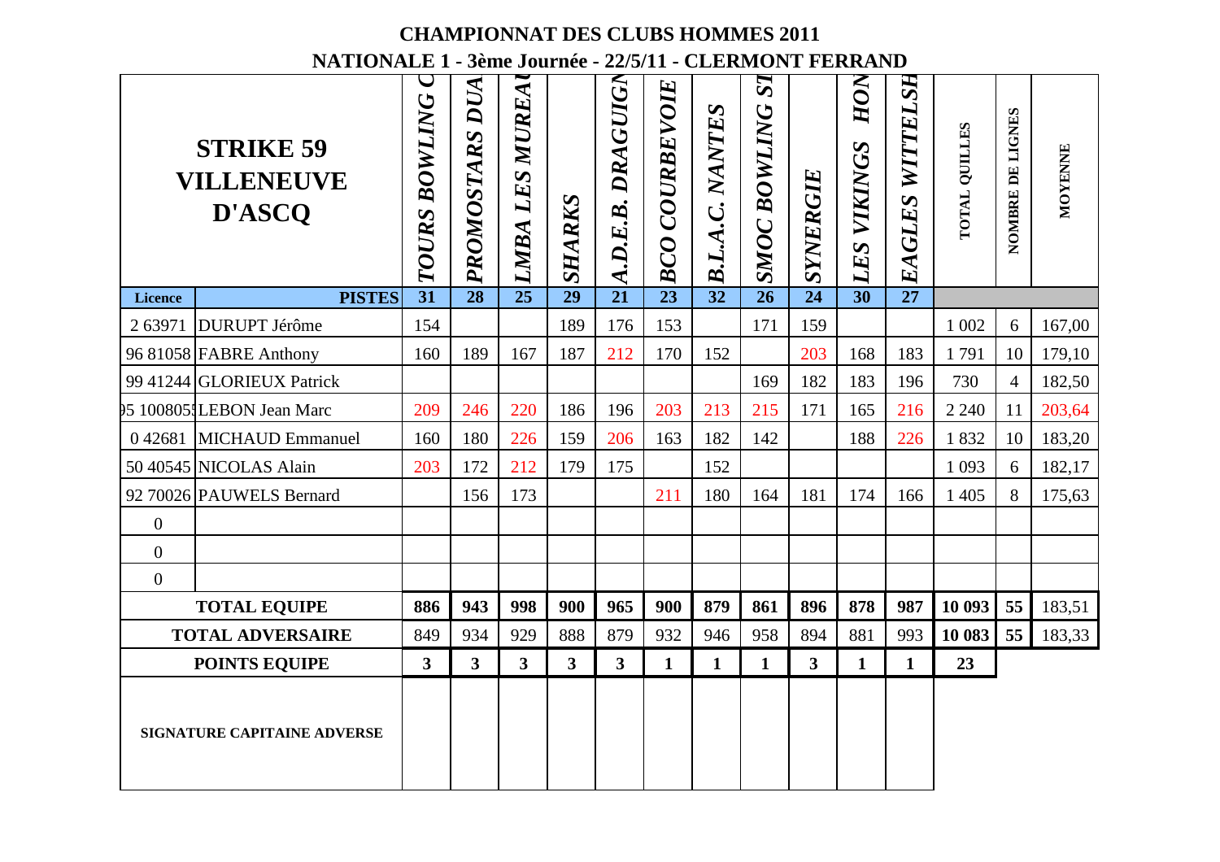# CHAMPIONNAT DES CLUBS HOMMES 2011

## NATIONALE 1 - 3ème Journée - 22/5/11 - CLERMONT FERRAND

| STRIKE 59 VILLENEUVE D'ASCQ | | TOURS BOWLING C | PROMOSTARS DUA | LMBA LES MUREA | SHARKS | A.D.E.B. DRAGUIGN | BCO COURBEVOIE | B.L.A.C. NANTES | SMOC BOWLING ST | SYNERGIE | LES VIKINGS HON | EAGLES WITTELSH | TOTAL QUILLES | NOMBRE DE LIGNES | MOYENNE |
|---|---|---|---|---|---|---|---|---|---|---|---|---|---|---|---|
| Licence | PISTES | 31 | 28 | 25 | 29 | 21 | 23 | 32 | 26 | 24 | 30 | 27 | | | |
| 2 63971 | DURUPT Jérôme | 154 | | | 189 | 176 | 153 | | 171 | 159 | | | 1 002 | 6 | 167,00 |
| 96 81058 | FABRE Anthony | 160 | 189 | 167 | 187 | 212 | 170 | 152 | | 203 | 168 | 183 | 1 791 | 10 | 179,10 |
| 99 41244 | GLORIEUX Patrick | | | | | | | | 169 | 182 | 183 | 196 | 730 | 4 | 182,50 |
| 95 100805 | LEBON Jean Marc | 209 | 246 | 220 | 186 | 196 | 203 | 213 | 215 | 171 | 165 | 216 | 2 240 | 11 | 203,64 |
| 0 42681 | MICHAUD Emmanuel | 160 | 180 | 226 | 159 | 206 | 163 | 182 | 142 | | 188 | 226 | 1 832 | 10 | 183,20 |
| 50 40545 | NICOLAS Alain | 203 | 172 | 212 | 179 | 175 | | 152 | | | | | 1 093 | 6 | 182,17 |
| 92 70026 | PAUWELS Bernard | | 156 | 173 | | | 211 | 180 | 164 | 181 | 174 | 166 | 1 405 | 8 | 175,63 |
| 0 | | | | | | | | | | | | | | | |
| 0 | | | | | | | | | | | | | | | |
| 0 | | | | | | | | | | | | | | | |
| **TOTAL EQUIPE** | | **886** | **943** | **998** | **900** | **965** | **900** | **879** | **861** | **896** | **878** | **987** | **10 093** | **55** | 183,51 |
| **TOTAL ADVERSAIRE** | | 849 | 934 | 929 | 888 | 879 | 932 | 946 | 958 | 894 | 881 | 993 | **10 083** | **55** | 183,33 |
| **POINTS EQUIPE** | | **3** | **3** | **3** | **3** | **3** | **1** | **1** | **1** | **3** | **1** | **1** | **23** | | |
| **SIGNATURE CAPITAINE ADVERSE** | | | | | | | | | | | | | | | |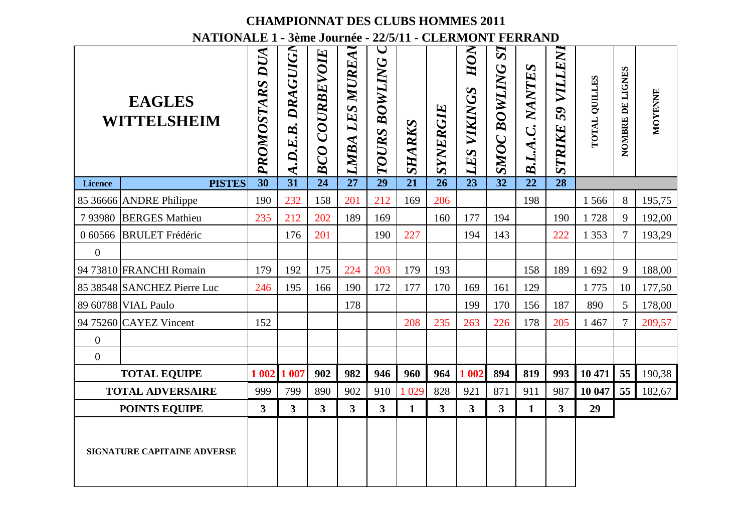# CHAMPIONNAT DES CLUBS HOMMES 2011

## NATIONALE 1 - 3ème Journée - 22/5/11 - CLERMONT FERRAND

| EAGLES WITTELSHEIM | | PROMOSTARS DUA | A.D.E.B. DRAGUIGN | BCO COURBEVOIE | LMBA LES MUREAU | TOURS BOWLING C | SHARKS | SYNERGIE | LES VIKINGS HON | SMOC BOWLING ST | B.L.A.C. NANTES | STRIKE 59 VILLENI | TOTAL QUILLES | NOMBRE DE LIGNES | MOYENNE |
|---|---|---|---|---|---|---|---|---|---|---|---|---|---|---|---|
| Licence | PISTES | 30 | 31 | 24 | 27 | 29 | 21 | 26 | 23 | 32 | 22 | 28 | | | |
| 85 36666 | ANDRE Philippe | 190 | 232 | 158 | 201 | 212 | 169 | 206 | | | 198 | | 1 566 | 8 | 195,75 |
| 7 93980 | BERGES Mathieu | 235 | 212 | 202 | 189 | 169 | | 160 | 177 | 194 | | 190 | 1 728 | 9 | 192,00 |
| 0 60566 | BRULET Frédéric | | 176 | 201 | | 190 | 227 | | 194 | 143 | | 222 | 1 353 | 7 | 193,29 |
| 0 | | | | | | | | | | | | | | | |
| 94 73810 | FRANCHI Romain | 179 | 192 | 175 | 224 | 203 | 179 | 193 | | | 158 | 189 | 1 692 | 9 | 188,00 |
| 85 38548 | SANCHEZ Pierre Luc | 246 | 195 | 166 | 190 | 172 | 177 | 170 | 169 | 161 | 129 | | 1 775 | 10 | 177,50 |
| 89 60788 | VIAL Paulo | | | | 178 | | | | 199 | 170 | 156 | 187 | 890 | 5 | 178,00 |
| 94 75260 | CAYEZ Vincent | 152 | | | | | 208 | 235 | 263 | 226 | 178 | 205 | 1 467 | 7 | 209,57 |
| 0 | | | | | | | | | | | | | | | |
| 0 | | | | | | | | | | | | | | | |
| TOTAL EQUIPE | | 1 002 | 1 007 | 902 | 982 | 946 | 960 | 964 | 1 002 | 894 | 819 | 993 | 10 471 | 55 | 190,38 |
| TOTAL ADVERSAIRE | | 999 | 799 | 890 | 902 | 910 | 1 029 | 828 | 921 | 871 | 911 | 987 | 10 047 | 55 | 182,67 |
| POINTS EQUIPE | | 3 | 3 | 3 | 3 | 3 | 1 | 3 | 3 | 3 | 1 | 3 | 29 | | |
| SIGNATURE CAPITAINE ADVERSE | | | | | | | | | | | | | | | |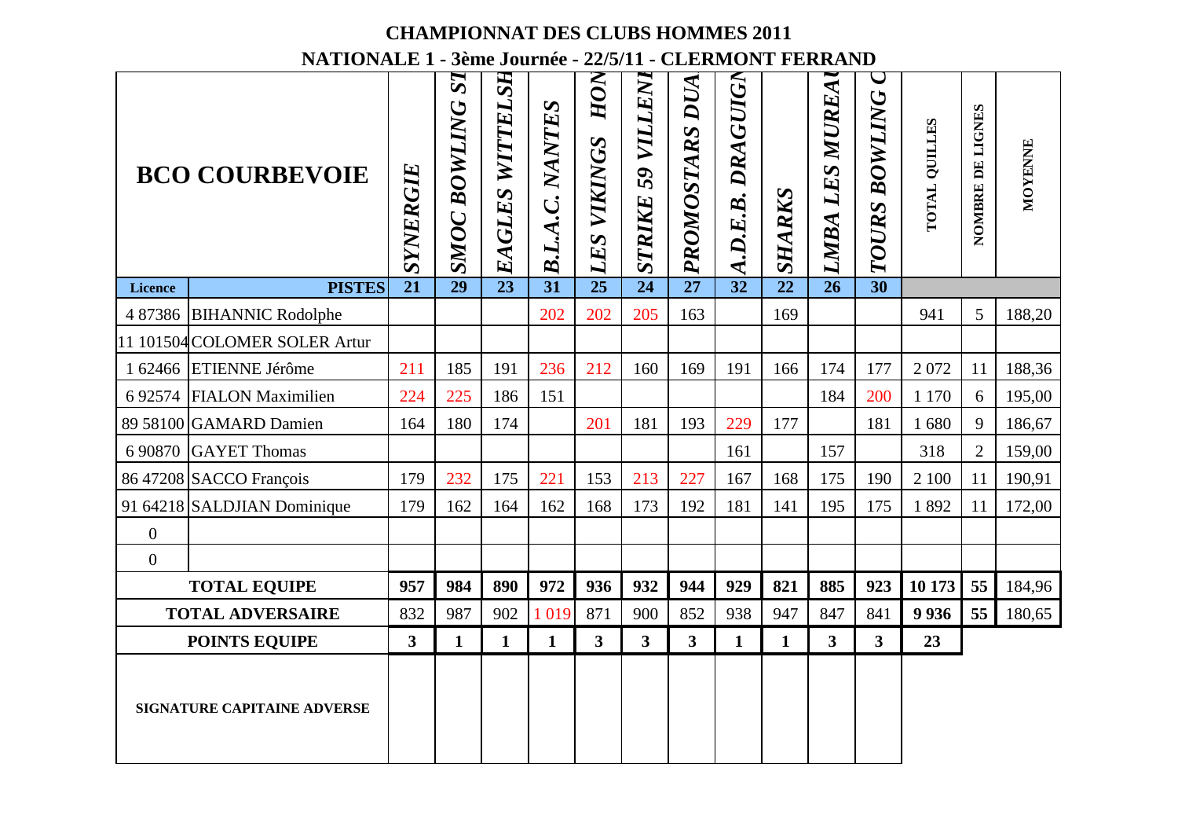# CHAMPIONNAT DES CLUBS HOMMES 2011

## NATIONALE 1 - 3ème Journée - 22/5/11 - CLERMONT FERRAND

| BCO COURBEVOIE | | SYNERGIE | SMOC BOWLING ST | EAGLES WITTELSH | B.L.A.C. NANTES | LES VIKINGS HON | STRIKE 59 VILLENI | PROMOSTARS DUA | A.D.E.B. DRAGUIGN | SHARKS | LMBA LES MUREAU | TOURS BOWLING C | TOTAL QUILLES | NOMBRE DE LIGNES | MOYENNE |
|---|---|---|---|---|---|---|---|---|---|---|---|---|---|---|---|
| Licence | PISTES | 21 | 29 | 23 | 31 | 25 | 24 | 27 | 32 | 22 | 26 | 30 | | | |
| 4 87386 | BIHANNIC Rodolphe | | | | 202 | 202 | 205 | 163 | | 169 | | | 941 | 5 | 188,20 |
| 11 101504 | COLOMER SOLER Artur | | | | | | | | | | | | | | |
| 1 62466 | ETIENNE Jérôme | 211 | 185 | 191 | 236 | 212 | 160 | 169 | 191 | 166 | 174 | 177 | 2 072 | 11 | 188,36 |
| 6 92574 | FIALON Maximilien | 224 | 225 | 186 | 151 | | | | | | 184 | 200 | 1 170 | 6 | 195,00 |
| 89 58100 | GAMARD Damien | 164 | 180 | 174 | | 201 | 181 | 193 | 229 | 177 | | 181 | 1 680 | 9 | 186,67 |
| 6 90870 | GAYET Thomas | | | | | | | | 161 | | 157 | | 318 | 2 | 159,00 |
| 86 47208 | SACCO François | 179 | 232 | 175 | 221 | 153 | 213 | 227 | 167 | 168 | 175 | 190 | 2 100 | 11 | 190,91 |
| 91 64218 | SALDJIAN Dominique | 179 | 162 | 164 | 162 | 168 | 173 | 192 | 181 | 141 | 195 | 175 | 1 892 | 11 | 172,00 |
| 0 | | | | | | | | | | | | | | | |
| 0 | | | | | | | | | | | | | | | |
| **TOTAL EQUIPE** | | **957** | **984** | **890** | **972** | **936** | **932** | **944** | **929** | **821** | **885** | **923** | **10 173** | **55** | 184,96 |
| **TOTAL ADVERSAIRE** | | 832 | 987 | 902 | 1 019 | 871 | 900 | 852 | 938 | 947 | 847 | 841 | **9 936** | **55** | 180,65 |
| **POINTS EQUIPE** | | **3** | **1** | **1** | **1** | **3** | **3** | **3** | **1** | **1** | **3** | **3** | **23** | | |
| **SIGNATURE CAPITAINE ADVERSE** | | | | | | | | | | | | | | | |